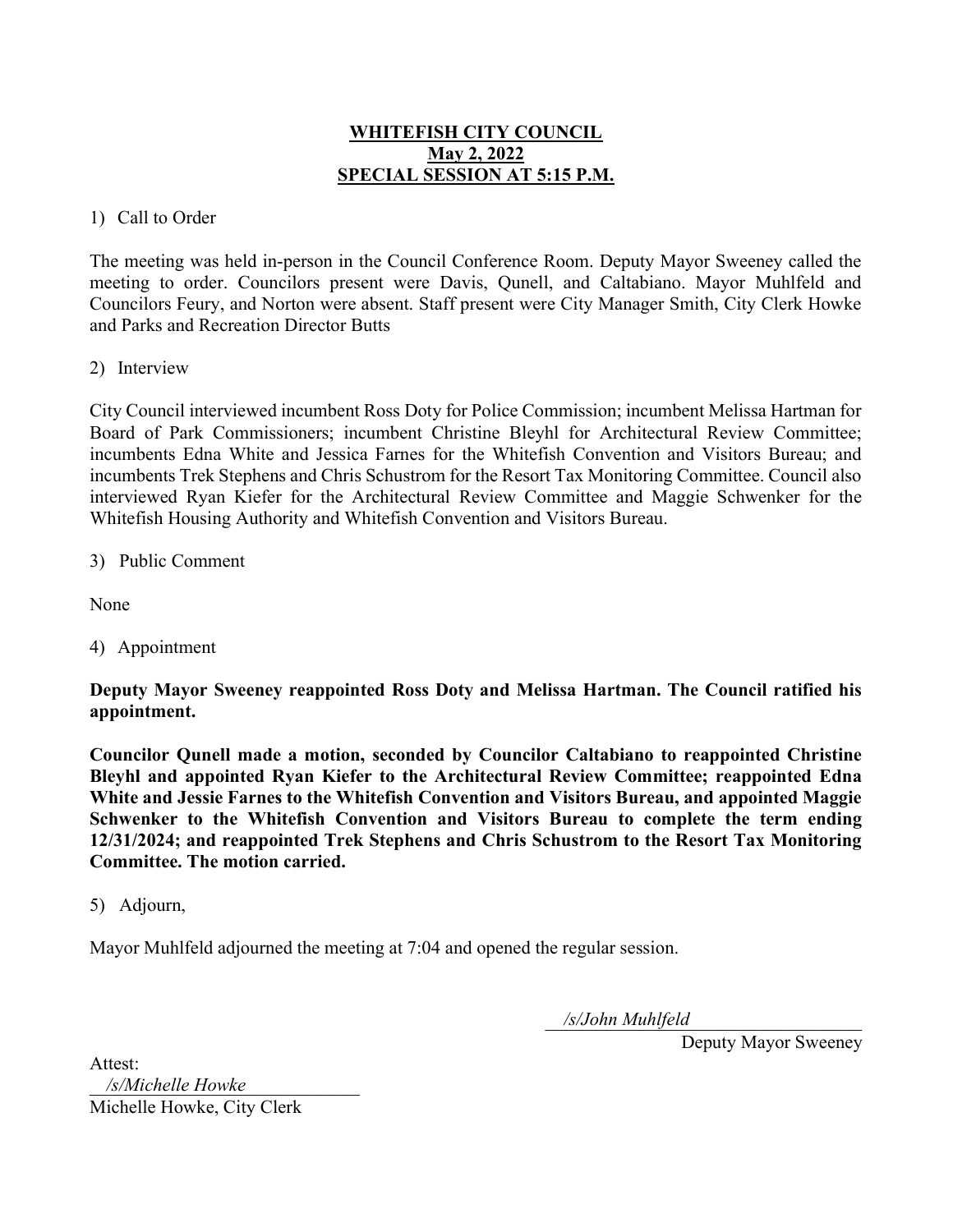# WHITEFISH CITY COUNCIL
## May 2, 2022
## SPECIAL SESSION AT 5:15 P.M.

1) Call to Order

The meeting was held in-person in the Council Conference Room. Deputy Mayor Sweeney called the meeting to order. Councilors present were Davis, Qunell, and Caltabiano. Mayor Muhlfeld and Councilors Feury, and Norton were absent. Staff present were City Manager Smith, City Clerk Howke and Parks and Recreation Director Butts

2) Interview

City Council interviewed incumbent Ross Doty for Police Commission; incumbent Melissa Hartman for Board of Park Commissioners; incumbent Christine Bleyhl for Architectural Review Committee; incumbents Edna White and Jessica Farnes for the Whitefish Convention and Visitors Bureau; and incumbents Trek Stephens and Chris Schustrom for the Resort Tax Monitoring Committee. Council also interviewed Ryan Kiefer for the Architectural Review Committee and Maggie Schwenker for the Whitefish Housing Authority and Whitefish Convention and Visitors Bureau.

3) Public Comment

None

4) Appointment

**Deputy Mayor Sweeney reappointed Ross Doty and Melissa Hartman. The Council ratified his appointment.**

**Councilor Qunell made a motion, seconded by Councilor Caltabiano to reappointed Christine Bleyhl and appointed Ryan Kiefer to the Architectural Review Committee; reappointed Edna White and Jessie Farnes to the Whitefish Convention and Visitors Bureau, and appointed Maggie Schwenker to the Whitefish Convention and Visitors Bureau to complete the term ending 12/31/2024; and reappointed Trek Stephens and Chris Schustrom to the Resort Tax Monitoring Committee. The motion carried.**

5) Adjourn,

Mayor Muhlfeld adjourned the meeting at 7:04 and opened the regular session.

*/s/John Muhlfeld*
Deputy Mayor Sweeney

Attest:
*/s/Michelle Howke*
Michelle Howke, City Clerk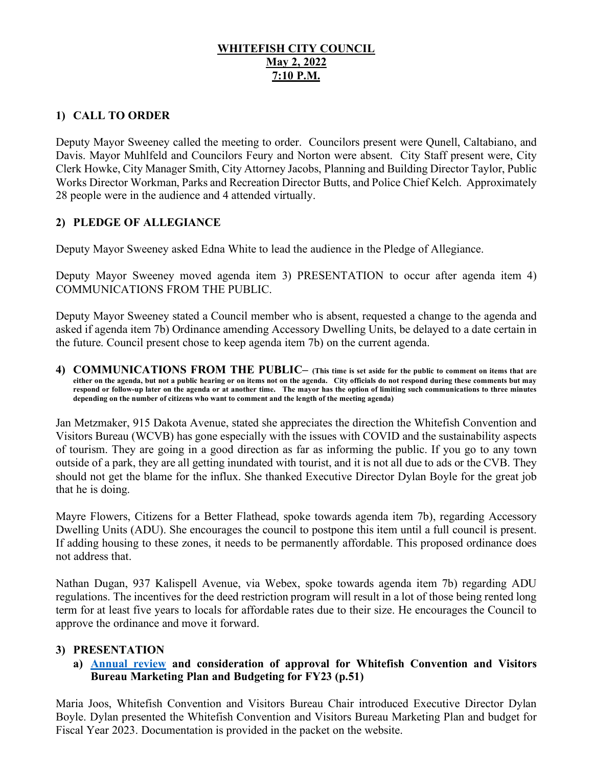# WHITEFISH CITY COUNCIL
## May 2, 2022
## 7:10 P.M.

### 1) CALL TO ORDER

Deputy Mayor Sweeney called the meeting to order. Councilors present were Qunell, Caltabiano, and Davis. Mayor Muhlfeld and Councilors Feury and Norton were absent. City Staff present were, City Clerk Howke, City Manager Smith, City Attorney Jacobs, Planning and Building Director Taylor, Public Works Director Workman, Parks and Recreation Director Butts, and Police Chief Kelch. Approximately 28 people were in the audience and 4 attended virtually.

### 2) PLEDGE OF ALLEGIANCE

Deputy Mayor Sweeney asked Edna White to lead the audience in the Pledge of Allegiance.

Deputy Mayor Sweeney moved agenda item 3) PRESENTATION to occur after agenda item 4) COMMUNICATIONS FROM THE PUBLIC.

Deputy Mayor Sweeney stated a Council member who is absent, requested a change to the agenda and asked if agenda item 7b) Ordinance amending Accessory Dwelling Units, be delayed to a date certain in the future. Council present chose to keep agenda item 7b) on the current agenda.

### 4) COMMUNICATIONS FROM THE PUBLIC– **(This time is set aside for the public to comment on items that are either on the agenda, but not a public hearing or on items not on the agenda. City officials do not respond during these comments but may respond or follow-up later on the agenda or at another time. The mayor has the option of limiting such communications to three minutes depending on the number of citizens who want to comment and the length of the meeting agenda)**

Jan Metzmaker, 915 Dakota Avenue, stated she appreciates the direction the Whitefish Convention and Visitors Bureau (WCVB) has gone especially with the issues with COVID and the sustainability aspects of tourism. They are going in a good direction as far as informing the public. If you go to any town outside of a park, they are all getting inundated with tourist, and it is not all due to ads or the CVB. They should not get the blame for the influx. She thanked Executive Director Dylan Boyle for the great job that he is doing.

Mayre Flowers, Citizens for a Better Flathead, spoke towards agenda item 7b), regarding Accessory Dwelling Units (ADU). She encourages the council to postpone this item until a full council is present. If adding housing to these zones, it needs to be permanently affordable. This proposed ordinance does not address that.

Nathan Dugan, 937 Kalispell Avenue, via Webex, spoke towards agenda item 7b) regarding ADU regulations. The incentives for the deed restriction program will result in a lot of those being rented long term for at least five years to locals for affordable rates due to their size. He encourages the Council to approve the ordinance and move it forward.

### 3) PRESENTATION

**a) Annual review and consideration of approval for Whitefish Convention and Visitors Bureau Marketing Plan and Budgeting for FY23 (p.51)**

Maria Joos, Whitefish Convention and Visitors Bureau Chair introduced Executive Director Dylan Boyle. Dylan presented the Whitefish Convention and Visitors Bureau Marketing Plan and budget for Fiscal Year 2023. Documentation is provided in the packet on the website.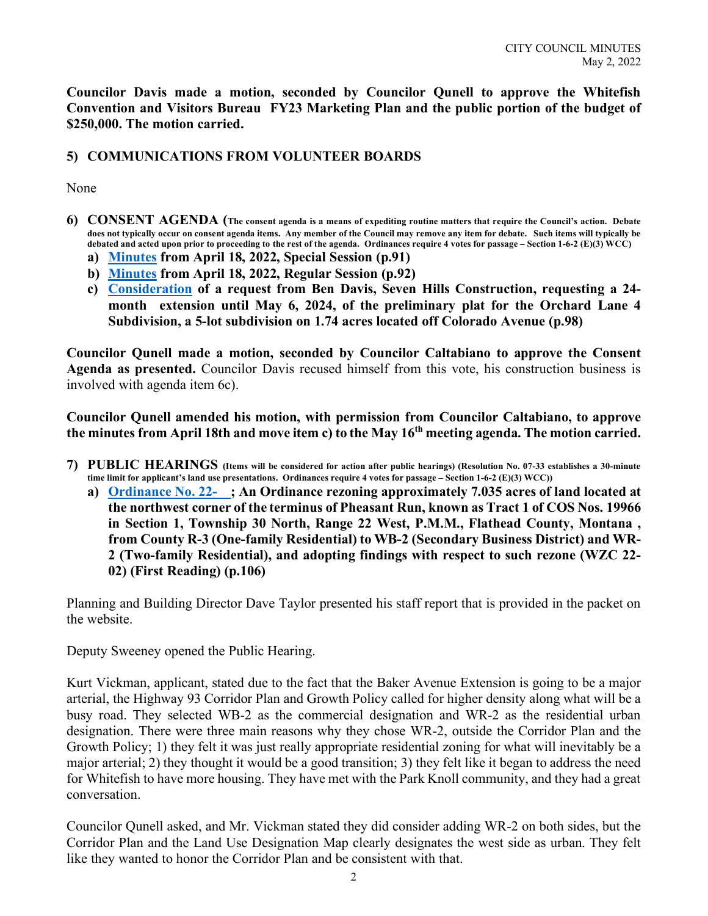**Councilor Davis made a motion, seconded by Councilor Qunell to approve the Whitefish Convention and Visitors Bureau FY23 Marketing Plan and the public portion of the budget of $250,000. The motion carried.**

## 5) COMMUNICATIONS FROM VOLUNTEER BOARDS

None

## 6) CONSENT AGENDA (The consent agenda is a means of expediting routine matters that require the Council's action. Debate does not typically occur on consent agenda items. Any member of the Council may remove any item for debate. Such items will typically be debated and acted upon prior to proceeding to the rest of the agenda. Ordinances require 4 votes for passage – Section 1-6-2 (E)(3) WCC)

**a) Minutes from April 18, 2022, Special Session (p.91)**

**b) Minutes from April 18, 2022, Regular Session (p.92)**

**c) Consideration of a request from Ben Davis, Seven Hills Construction, requesting a 24-month extension until May 6, 2024, of the preliminary plat for the Orchard Lane 4 Subdivision, a 5-lot subdivision on 1.74 acres located off Colorado Avenue (p.98)**

**Councilor Qunell made a motion, seconded by Councilor Caltabiano to approve the Consent Agenda as presented.** Councilor Davis recused himself from this vote, his construction business is involved with agenda item 6c).

**Councilor Qunell amended his motion, with permission from Councilor Caltabiano, to approve the minutes from April 18th and move item c) to the May 16th meeting agenda. The motion carried.**

## 7) PUBLIC HEARINGS (Items will be considered for action after public hearings) (Resolution No. 07-33 establishes a 30-minute time limit for applicant's land use presentations. Ordinances require 4 votes for passage – Section 1-6-2 (E)(3) WCC))

**a) Ordinance No. 22-\_\_; An Ordinance rezoning approximately 7.035 acres of land located at the northwest corner of the terminus of Pheasant Run, known as Tract 1 of COS Nos. 19966 in Section 1, Township 30 North, Range 22 West, P.M.M., Flathead County, Montana , from County R-3 (One-family Residential) to WB-2 (Secondary Business District) and WR-2 (Two-family Residential), and adopting findings with respect to such rezone (WZC 22-02) (First Reading) (p.106)**

Planning and Building Director Dave Taylor presented his staff report that is provided in the packet on the website.

Deputy Sweeney opened the Public Hearing.

Kurt Vickman, applicant, stated due to the fact that the Baker Avenue Extension is going to be a major arterial, the Highway 93 Corridor Plan and Growth Policy called for higher density along what will be a busy road. They selected WB-2 as the commercial designation and WR-2 as the residential urban designation. There were three main reasons why they chose WR-2, outside the Corridor Plan and the Growth Policy; 1) they felt it was just really appropriate residential zoning for what will inevitably be a major arterial; 2) they thought it would be a good transition; 3) they felt like it began to address the need for Whitefish to have more housing. They have met with the Park Knoll community, and they had a great conversation.

Councilor Qunell asked, and Mr. Vickman stated they did consider adding WR-2 on both sides, but the Corridor Plan and the Land Use Designation Map clearly designates the west side as urban. They felt like they wanted to honor the Corridor Plan and be consistent with that.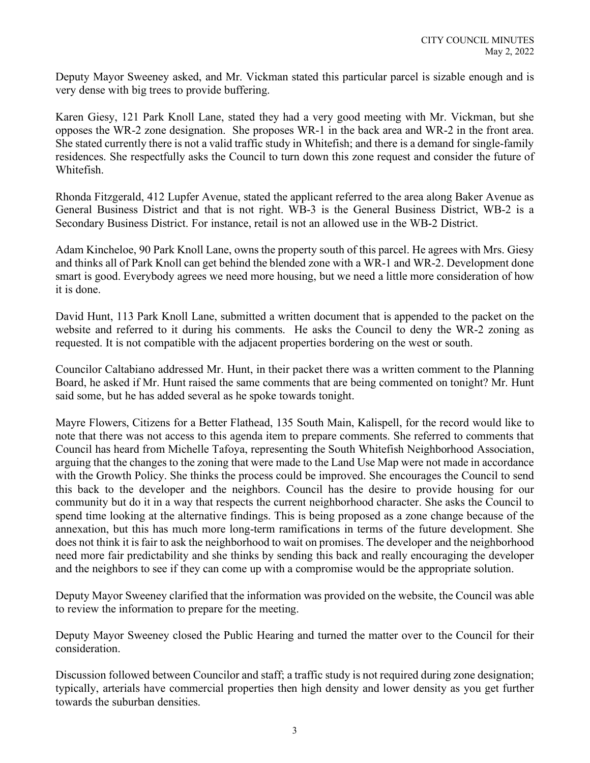Deputy Mayor Sweeney asked, and Mr. Vickman stated this particular parcel is sizable enough and is very dense with big trees to provide buffering.

Karen Giesy, 121 Park Knoll Lane, stated they had a very good meeting with Mr. Vickman, but she opposes the WR-2 zone designation. She proposes WR-1 in the back area and WR-2 in the front area. She stated currently there is not a valid traffic study in Whitefish; and there is a demand for single-family residences. She respectfully asks the Council to turn down this zone request and consider the future of Whitefish.

Rhonda Fitzgerald, 412 Lupfer Avenue, stated the applicant referred to the area along Baker Avenue as General Business District and that is not right. WB-3 is the General Business District, WB-2 is a Secondary Business District. For instance, retail is not an allowed use in the WB-2 District.

Adam Kincheloe, 90 Park Knoll Lane, owns the property south of this parcel. He agrees with Mrs. Giesy and thinks all of Park Knoll can get behind the blended zone with a WR-1 and WR-2. Development done smart is good. Everybody agrees we need more housing, but we need a little more consideration of how it is done.

David Hunt, 113 Park Knoll Lane, submitted a written document that is appended to the packet on the website and referred to it during his comments. He asks the Council to deny the WR-2 zoning as requested. It is not compatible with the adjacent properties bordering on the west or south.

Councilor Caltabiano addressed Mr. Hunt, in their packet there was a written comment to the Planning Board, he asked if Mr. Hunt raised the same comments that are being commented on tonight? Mr. Hunt said some, but he has added several as he spoke towards tonight.

Mayre Flowers, Citizens for a Better Flathead, 135 South Main, Kalispell, for the record would like to note that there was not access to this agenda item to prepare comments. She referred to comments that Council has heard from Michelle Tafoya, representing the South Whitefish Neighborhood Association, arguing that the changes to the zoning that were made to the Land Use Map were not made in accordance with the Growth Policy. She thinks the process could be improved. She encourages the Council to send this back to the developer and the neighbors. Council has the desire to provide housing for our community but do it in a way that respects the current neighborhood character. She asks the Council to spend time looking at the alternative findings. This is being proposed as a zone change because of the annexation, but this has much more long-term ramifications in terms of the future development. She does not think it is fair to ask the neighborhood to wait on promises. The developer and the neighborhood need more fair predictability and she thinks by sending this back and really encouraging the developer and the neighbors to see if they can come up with a compromise would be the appropriate solution.

Deputy Mayor Sweeney clarified that the information was provided on the website, the Council was able to review the information to prepare for the meeting.

Deputy Mayor Sweeney closed the Public Hearing and turned the matter over to the Council for their consideration.

Discussion followed between Councilor and staff; a traffic study is not required during zone designation; typically, arterials have commercial properties then high density and lower density as you get further towards the suburban densities.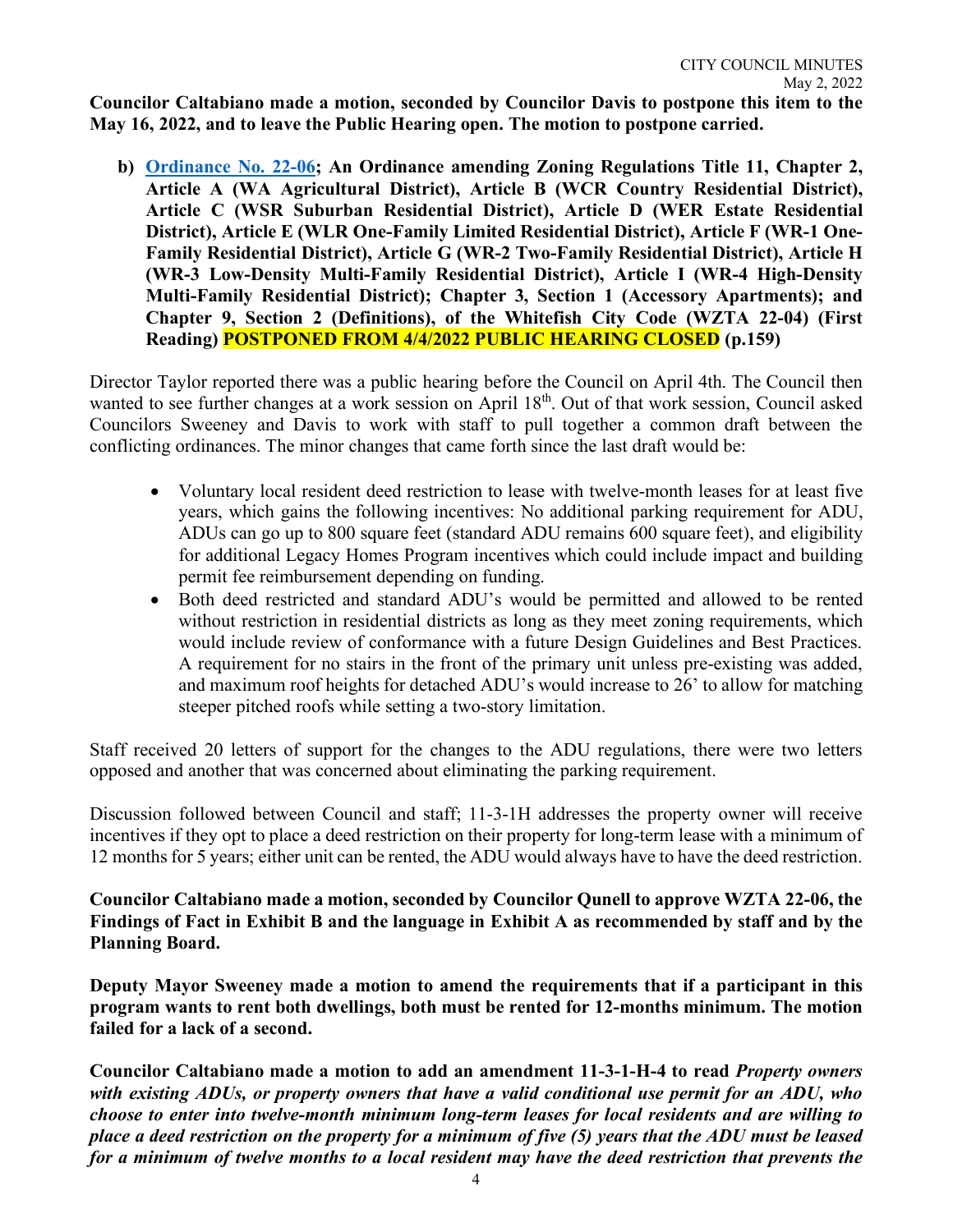**Councilor Caltabiano made a motion, seconded by Councilor Davis to postpone this item to the May 16, 2022, and to leave the Public Hearing open. The motion to postpone carried.**

**b) [Ordinance No. 22-06](); An Ordinance amending Zoning Regulations Title 11, Chapter 2, Article A (WA Agricultural District), Article B (WCR Country Residential District), Article C (WSR Suburban Residential District), Article D (WER Estate Residential District), Article E (WLR One-Family Limited Residential District), Article F (WR-1 One-Family Residential District), Article G (WR-2 Two-Family Residential District), Article H (WR-3 Low-Density Multi-Family Residential District), Article I (WR-4 High-Density Multi-Family Residential District); Chapter 3, Section 1 (Accessory Apartments); and Chapter 9, Section 2 (Definitions), of the Whitefish City Code (WZTA 22-04) (First Reading) POSTPONED FROM 4/4/2022 PUBLIC HEARING CLOSED (p.159)**

Director Taylor reported there was a public hearing before the Council on April 4th. The Council then wanted to see further changes at a work session on April 18th. Out of that work session, Council asked Councilors Sweeney and Davis to work with staff to pull together a common draft between the conflicting ordinances. The minor changes that came forth since the last draft would be:

- Voluntary local resident deed restriction to lease with twelve-month leases for at least five years, which gains the following incentives: No additional parking requirement for ADU, ADUs can go up to 800 square feet (standard ADU remains 600 square feet), and eligibility for additional Legacy Homes Program incentives which could include impact and building permit fee reimbursement depending on funding.
- Both deed restricted and standard ADU's would be permitted and allowed to be rented without restriction in residential districts as long as they meet zoning requirements, which would include review of conformance with a future Design Guidelines and Best Practices. A requirement for no stairs in the front of the primary unit unless pre-existing was added, and maximum roof heights for detached ADU's would increase to 26' to allow for matching steeper pitched roofs while setting a two-story limitation.

Staff received 20 letters of support for the changes to the ADU regulations, there were two letters opposed and another that was concerned about eliminating the parking requirement.

Discussion followed between Council and staff; 11-3-1H addresses the property owner will receive incentives if they opt to place a deed restriction on their property for long-term lease with a minimum of 12 months for 5 years; either unit can be rented, the ADU would always have to have the deed restriction.

**Councilor Caltabiano made a motion, seconded by Councilor Qunell to approve WZTA 22-06, the Findings of Fact in Exhibit B and the language in Exhibit A as recommended by staff and by the Planning Board.**

**Deputy Mayor Sweeney made a motion to amend the requirements that if a participant in this program wants to rent both dwellings, both must be rented for 12-months minimum. The motion failed for a lack of a second.**

**Councilor Caltabiano made a motion to add an amendment 11-3-1-H-4 to read *Property owners with existing ADUs, or property owners that have a valid conditional use permit for an ADU, who choose to enter into twelve-month minimum long-term leases for local residents and are willing to place a deed restriction on the property for a minimum of five (5) years that the ADU must be leased for a minimum of twelve months to a local resident may have the deed restriction that prevents the***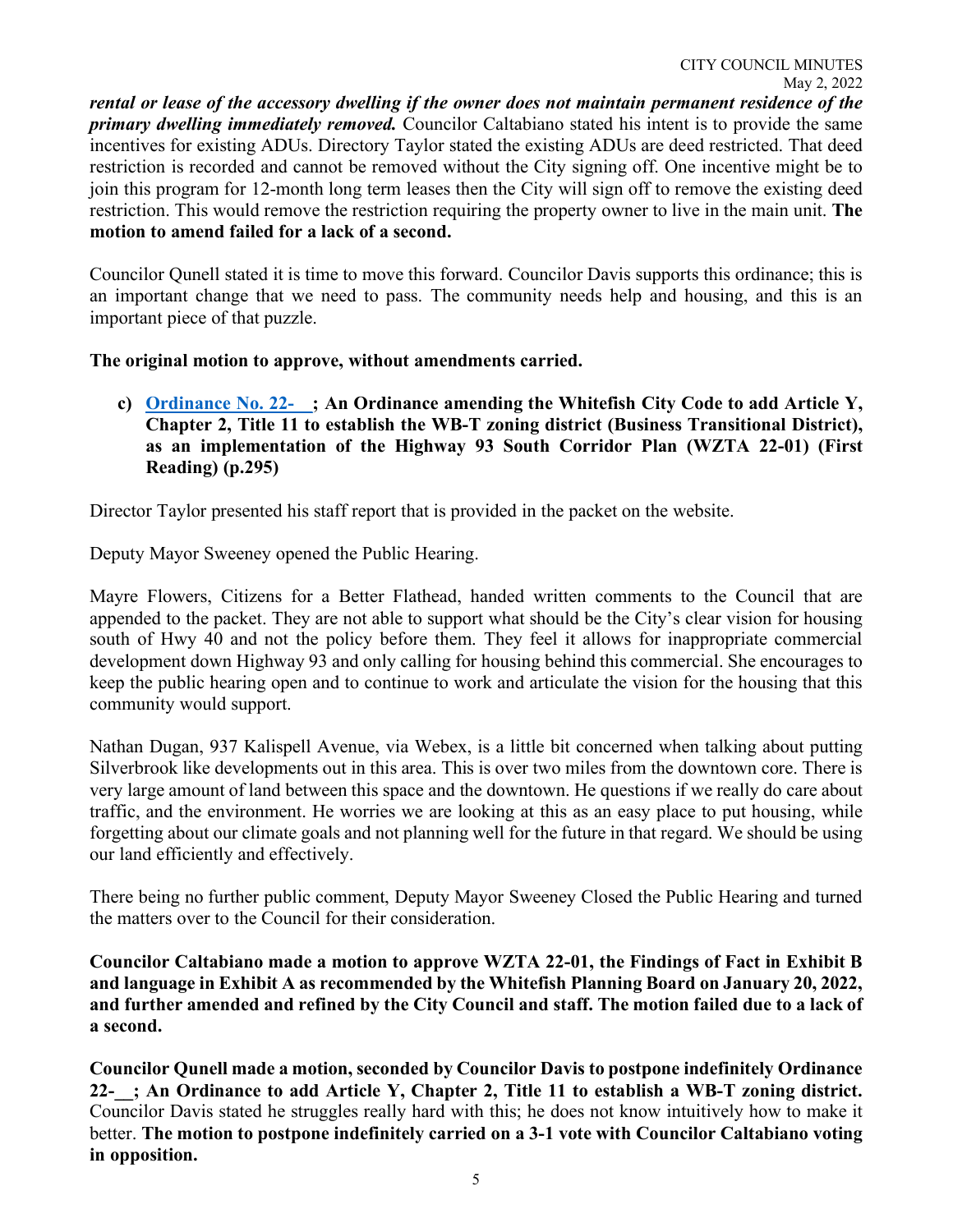***rental or lease of the accessory dwelling if the owner does not maintain permanent residence of the primary dwelling immediately removed.*** Councilor Caltabiano stated his intent is to provide the same incentives for existing ADUs. Directory Taylor stated the existing ADUs are deed restricted. That deed restriction is recorded and cannot be removed without the City signing off. One incentive might be to join this program for 12-month long term leases then the City will sign off to remove the existing deed restriction. This would remove the restriction requiring the property owner to live in the main unit. **The motion to amend failed for a lack of a second.**

Councilor Qunell stated it is time to move this forward. Councilor Davis supports this ordinance; this is an important change that we need to pass. The community needs help and housing, and this is an important piece of that puzzle.

**The original motion to approve, without amendments carried.**

**c) Ordinance No. 22-__; An Ordinance amending the Whitefish City Code to add Article Y, Chapter 2, Title 11 to establish the WB-T zoning district (Business Transitional District), as an implementation of the Highway 93 South Corridor Plan (WZTA 22-01) (First Reading) (p.295)**

Director Taylor presented his staff report that is provided in the packet on the website.

Deputy Mayor Sweeney opened the Public Hearing.

Mayre Flowers, Citizens for a Better Flathead, handed written comments to the Council that are appended to the packet. They are not able to support what should be the City's clear vision for housing south of Hwy 40 and not the policy before them. They feel it allows for inappropriate commercial development down Highway 93 and only calling for housing behind this commercial. She encourages to keep the public hearing open and to continue to work and articulate the vision for the housing that this community would support.

Nathan Dugan, 937 Kalispell Avenue, via Webex, is a little bit concerned when talking about putting Silverbrook like developments out in this area. This is over two miles from the downtown core. There is very large amount of land between this space and the downtown. He questions if we really do care about traffic, and the environment. He worries we are looking at this as an easy place to put housing, while forgetting about our climate goals and not planning well for the future in that regard. We should be using our land efficiently and effectively.

There being no further public comment, Deputy Mayor Sweeney Closed the Public Hearing and turned the matters over to the Council for their consideration.

**Councilor Caltabiano made a motion to approve WZTA 22-01, the Findings of Fact in Exhibit B and language in Exhibit A as recommended by the Whitefish Planning Board on January 20, 2022, and further amended and refined by the City Council and staff. The motion failed due to a lack of a second.**

**Councilor Qunell made a motion, seconded by Councilor Davis to postpone indefinitely Ordinance 22-__; An Ordinance to add Article Y, Chapter 2, Title 11 to establish a WB-T zoning district.** Councilor Davis stated he struggles really hard with this; he does not know intuitively how to make it better. **The motion to postpone indefinitely carried on a 3-1 vote with Councilor Caltabiano voting in opposition.**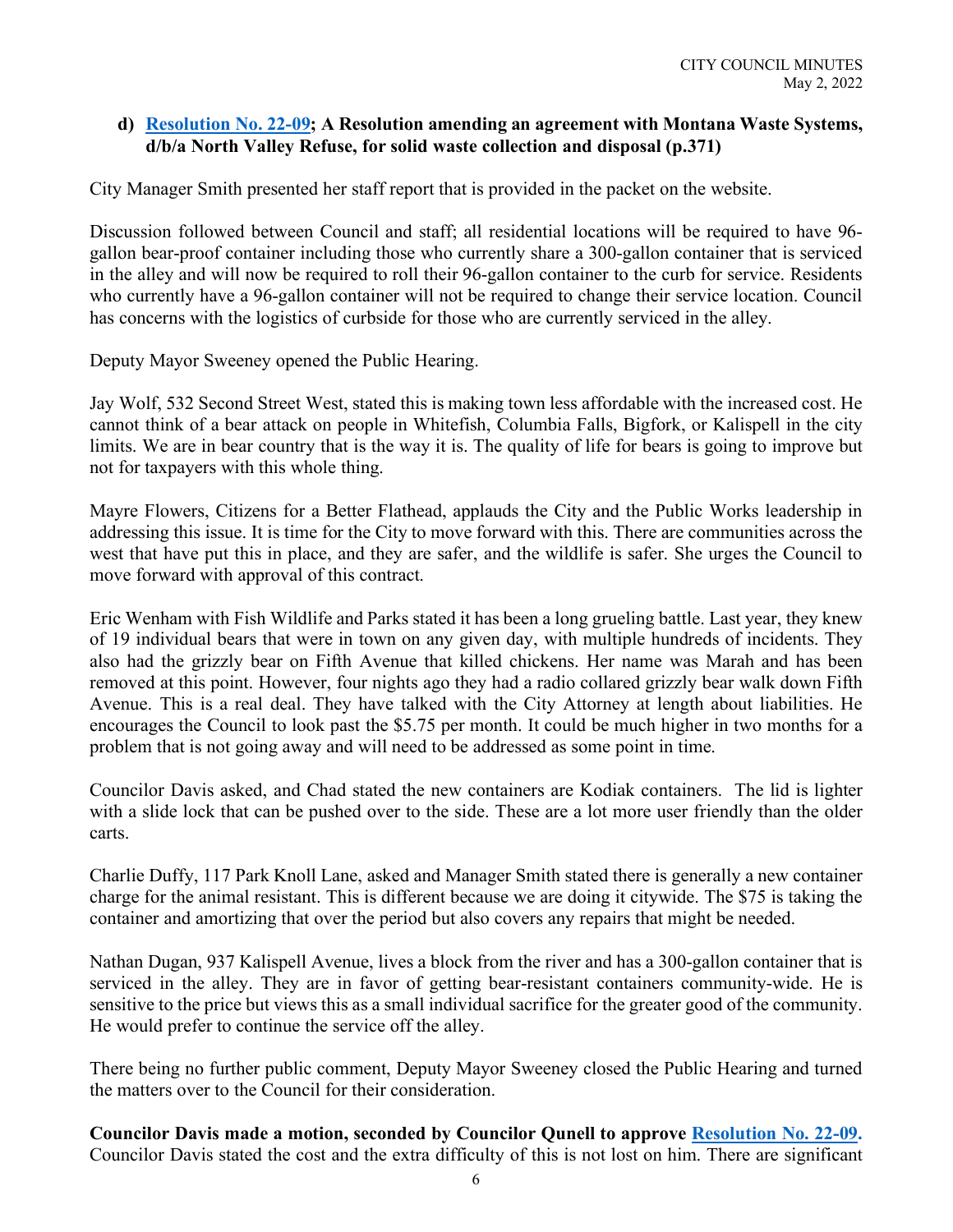**d) Resolution No. 22-09; A Resolution amending an agreement with Montana Waste Systems, d/b/a North Valley Refuse, for solid waste collection and disposal (p.371)**

City Manager Smith presented her staff report that is provided in the packet on the website.

Discussion followed between Council and staff; all residential locations will be required to have 96-gallon bear-proof container including those who currently share a 300-gallon container that is serviced in the alley and will now be required to roll their 96-gallon container to the curb for service. Residents who currently have a 96-gallon container will not be required to change their service location. Council has concerns with the logistics of curbside for those who are currently serviced in the alley.

Deputy Mayor Sweeney opened the Public Hearing.

Jay Wolf, 532 Second Street West, stated this is making town less affordable with the increased cost. He cannot think of a bear attack on people in Whitefish, Columbia Falls, Bigfork, or Kalispell in the city limits. We are in bear country that is the way it is. The quality of life for bears is going to improve but not for taxpayers with this whole thing.

Mayre Flowers, Citizens for a Better Flathead, applauds the City and the Public Works leadership in addressing this issue. It is time for the City to move forward with this. There are communities across the west that have put this in place, and they are safer, and the wildlife is safer. She urges the Council to move forward with approval of this contract.

Eric Wenham with Fish Wildlife and Parks stated it has been a long grueling battle. Last year, they knew of 19 individual bears that were in town on any given day, with multiple hundreds of incidents. They also had the grizzly bear on Fifth Avenue that killed chickens. Her name was Marah and has been removed at this point. However, four nights ago they had a radio collared grizzly bear walk down Fifth Avenue. This is a real deal. They have talked with the City Attorney at length about liabilities. He encourages the Council to look past the $5.75 per month. It could be much higher in two months for a problem that is not going away and will need to be addressed as some point in time.

Councilor Davis asked, and Chad stated the new containers are Kodiak containers. The lid is lighter with a slide lock that can be pushed over to the side. These are a lot more user friendly than the older carts.

Charlie Duffy, 117 Park Knoll Lane, asked and Manager Smith stated there is generally a new container charge for the animal resistant. This is different because we are doing it citywide. The $75 is taking the container and amortizing that over the period but also covers any repairs that might be needed.

Nathan Dugan, 937 Kalispell Avenue, lives a block from the river and has a 300-gallon container that is serviced in the alley. They are in favor of getting bear-resistant containers community-wide. He is sensitive to the price but views this as a small individual sacrifice for the greater good of the community. He would prefer to continue the service off the alley.

There being no further public comment, Deputy Mayor Sweeney closed the Public Hearing and turned the matters over to the Council for their consideration.

**Councilor Davis made a motion, seconded by Councilor Qunell to approve Resolution No. 22-09.** Councilor Davis stated the cost and the extra difficulty of this is not lost on him. There are significant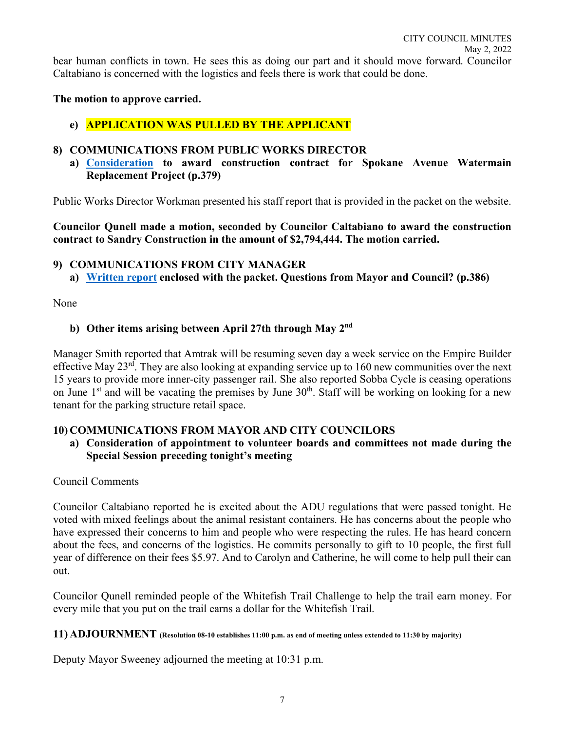bear human conflicts in town. He sees this as doing our part and it should move forward. Councilor Caltabiano is concerned with the logistics and feels there is work that could be done.

**The motion to approve carried.**

**e) APPLICATION WAS PULLED BY THE APPLICANT**

## 8) COMMUNICATIONS FROM PUBLIC WORKS DIRECTOR

**a) Consideration to award construction contract for Spokane Avenue Watermain Replacement Project (p.379)**

Public Works Director Workman presented his staff report that is provided in the packet on the website.

**Councilor Qunell made a motion, seconded by Councilor Caltabiano to award the construction contract to Sandry Construction in the amount of $2,794,444. The motion carried.**

## 9) COMMUNICATIONS FROM CITY MANAGER

**a) Written report enclosed with the packet. Questions from Mayor and Council? (p.386)**

None

**b) Other items arising between April 27th through May 2nd**

Manager Smith reported that Amtrak will be resuming seven day a week service on the Empire Builder effective May 23rd. They are also looking at expanding service up to 160 new communities over the next 15 years to provide more inner-city passenger rail. She also reported Sobba Cycle is ceasing operations on June 1st and will be vacating the premises by June 30th. Staff will be working on looking for a new tenant for the parking structure retail space.

## 10) COMMUNICATIONS FROM MAYOR AND CITY COUNCILORS

**a) Consideration of appointment to volunteer boards and committees not made during the Special Session preceding tonight's meeting**

Council Comments

Councilor Caltabiano reported he is excited about the ADU regulations that were passed tonight. He voted with mixed feelings about the animal resistant containers. He has concerns about the people who have expressed their concerns to him and people who were respecting the rules. He has heard concern about the fees, and concerns of the logistics. He commits personally to gift to 10 people, the first full year of difference on their fees $5.97. And to Carolyn and Catherine, he will come to help pull their can out.

Councilor Qunell reminded people of the Whitefish Trail Challenge to help the trail earn money. For every mile that you put on the trail earns a dollar for the Whitefish Trail.

## 11) ADJOURNMENT (Resolution 08-10 establishes 11:00 p.m. as end of meeting unless extended to 11:30 by majority)

Deputy Mayor Sweeney adjourned the meeting at 10:31 p.m.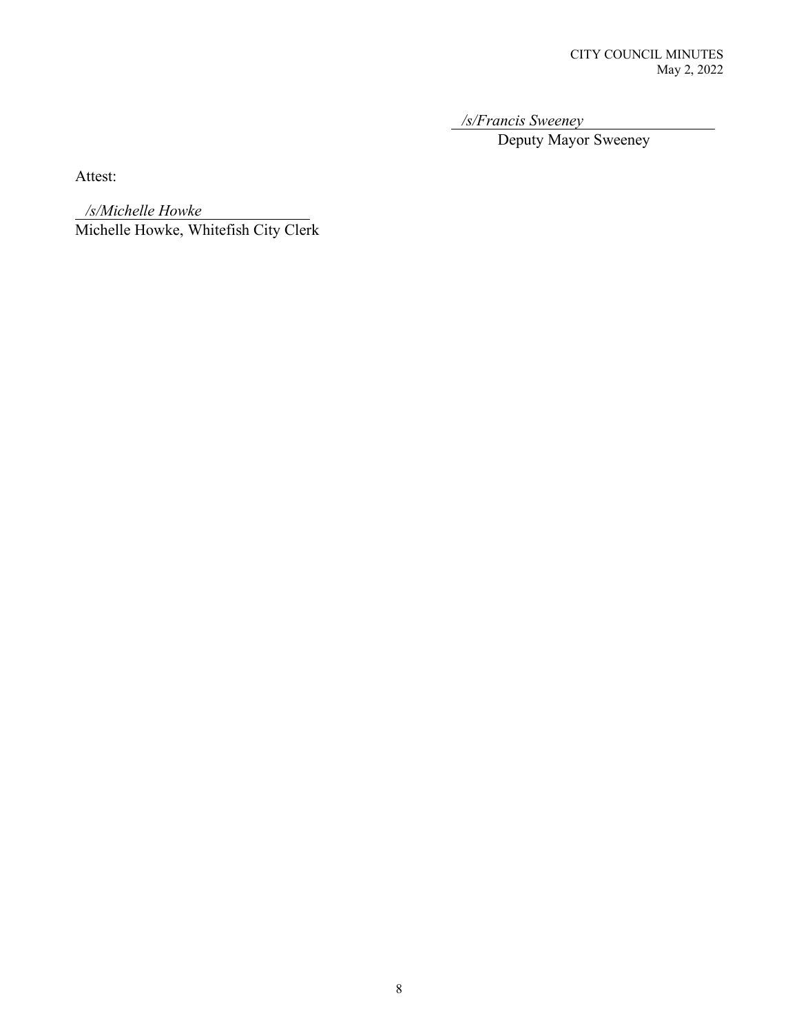*/s/Francis Sweeney*

Deputy Mayor Sweeney

Attest:

*/s/Michelle Howke*

Michelle Howke, Whitefish City Clerk